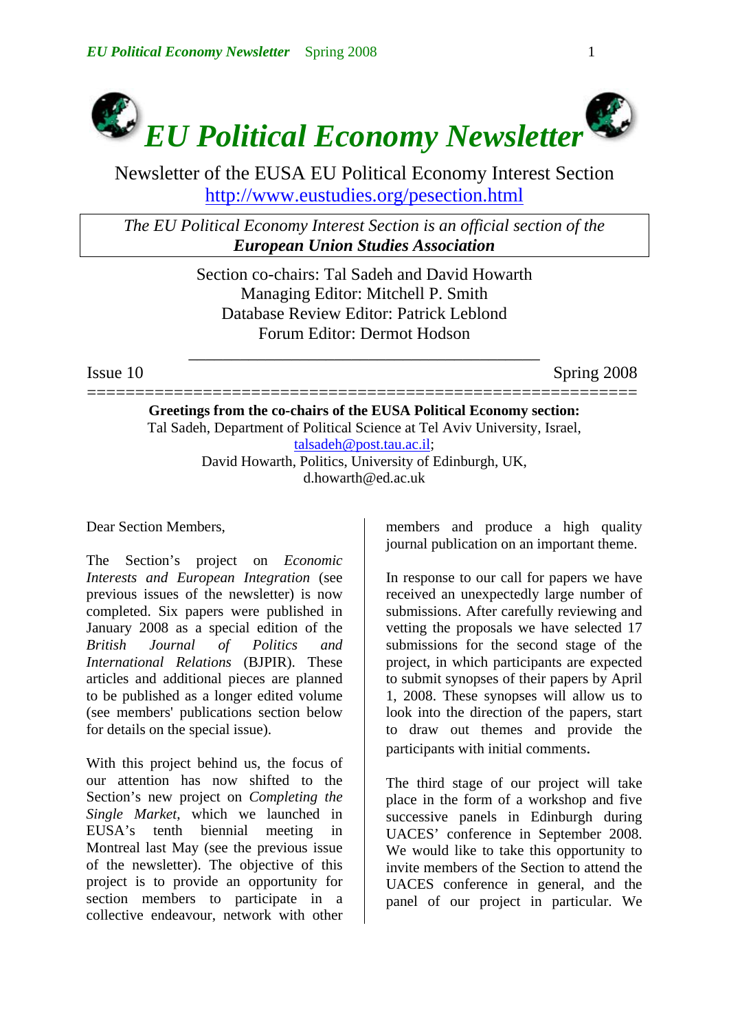# *EU Political Economy Newsletter*

Newsletter of the EUSA EU Political Economy Interest Section
http://www.eustudies.org/pesection.html

*The EU Political Economy Interest Section is an official section of the* ***European Union Studies Association***

Section co-chairs: Tal Sadeh and David Howarth
Managing Editor: Mitchell P. Smith
Database Review Editor: Patrick Leblond
Forum Editor: Dermot Hodson

Issue 10 Spring 2008

=====================================================

**Greetings from the co-chairs of the EUSA Political Economy section:**
Tal Sadeh, Department of Political Science at Tel Aviv University, Israel, talsadeh@post.tau.ac.il;
David Howarth, Politics, University of Edinburgh, UK, d.howarth@ed.ac.uk

Dear Section Members,

The Section's project on *Economic Interests and European Integration* (see previous issues of the newsletter) is now completed. Six papers were published in January 2008 as a special edition of the *British Journal of Politics and International Relations* (BJPIR). These articles and additional pieces are planned to be published as a longer edited volume (see members' publications section below for details on the special issue).

With this project behind us, the focus of our attention has now shifted to the Section's new project on *Completing the Single Market*, which we launched in EUSA's tenth biennial meeting in Montreal last May (see the previous issue of the newsletter). The objective of this project is to provide an opportunity for section members to participate in a collective endeavour, network with other members and produce a high quality journal publication on an important theme.

In response to our call for papers we have received an unexpectedly large number of submissions. After carefully reviewing and vetting the proposals we have selected 17 submissions for the second stage of the project, in which participants are expected to submit synopses of their papers by April 1, 2008. These synopses will allow us to look into the direction of the papers, start to draw out themes and provide the participants with initial comments.

The third stage of our project will take place in the form of a workshop and five successive panels in Edinburgh during UACES' conference in September 2008. We would like to take this opportunity to invite members of the Section to attend the UACES conference in general, and the panel of our project in particular. We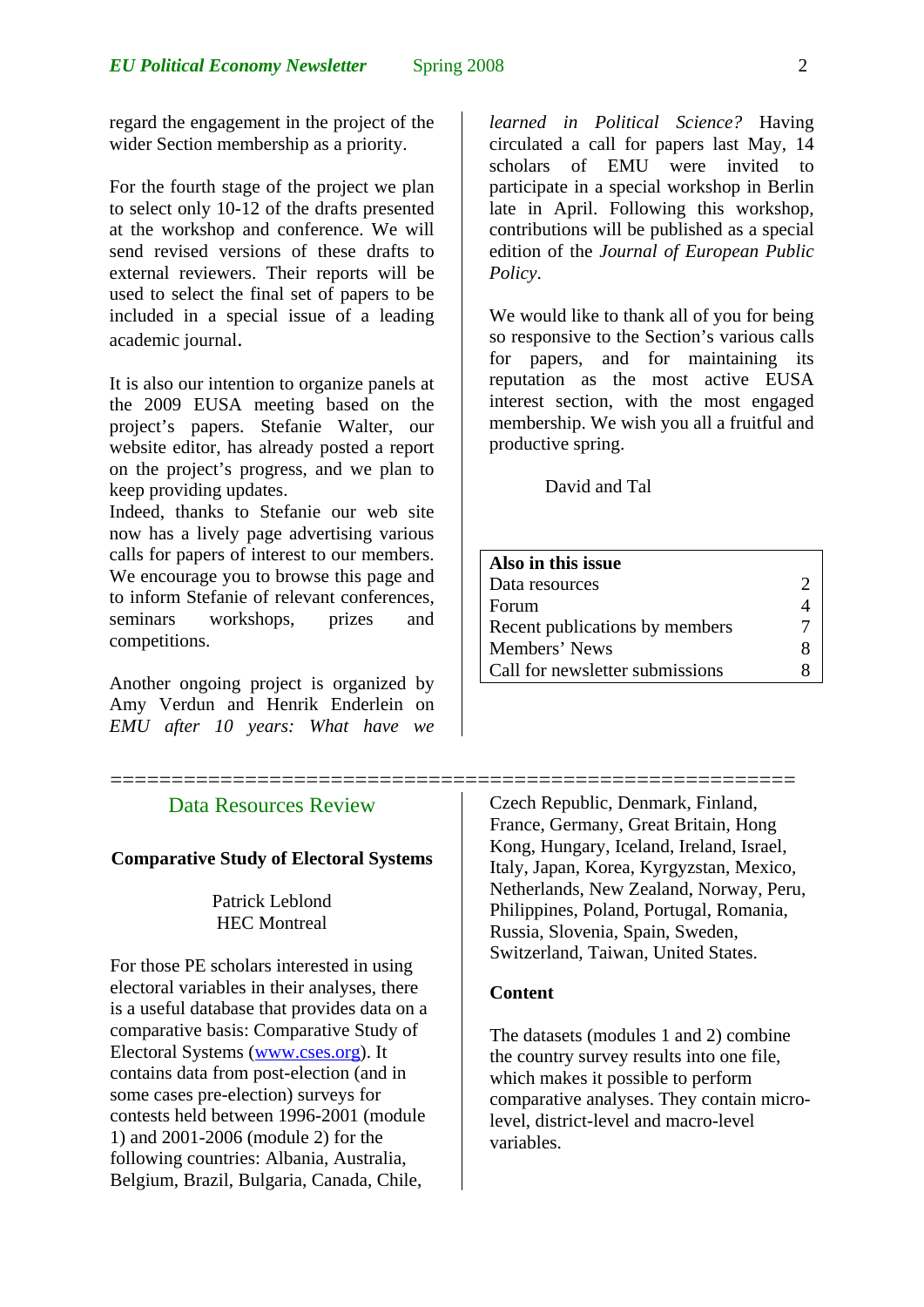regard the engagement in the project of the wider Section membership as a priority.

For the fourth stage of the project we plan to select only 10-12 of the drafts presented at the workshop and conference. We will send revised versions of these drafts to external reviewers. Their reports will be used to select the final set of papers to be included in a special issue of a leading academic journal.

It is also our intention to organize panels at the 2009 EUSA meeting based on the project's papers. Stefanie Walter, our website editor, has already posted a report on the project's progress, and we plan to keep providing updates.
Indeed, thanks to Stefanie our web site now has a lively page advertising various calls for papers of interest to our members. We encourage you to browse this page and to inform Stefanie of relevant conferences, seminars workshops, prizes and competitions.

Another ongoing project is organized by Amy Verdun and Henrik Enderlein on *EMU after 10 years: What have we learned in Political Science?* Having circulated a call for papers last May, 14 scholars of EMU were invited to participate in a special workshop in Berlin late in April. Following this workshop, contributions will be published as a special edition of the *Journal of European Public Policy*.

We would like to thank all of you for being so responsive to the Section's various calls for papers, and for maintaining its reputation as the most active EUSA interest section, with the most engaged membership. We wish you all a fruitful and productive spring.

David and Tal

| **Also in this issue** | |
|---|---|
| Data resources | 2 |
| Forum | 4 |
| Recent publications by members | 7 |
| Members' News | 8 |
| Call for newsletter submissions | 8 |

---

## Data Resources Review

### Comparative Study of Electoral Systems

Patrick Leblond
HEC Montreal

For those PE scholars interested in using electoral variables in their analyses, there is a useful database that provides data on a comparative basis: Comparative Study of Electoral Systems (www.cses.org). It contains data from post-election (and in some cases pre-election) surveys for contests held between 1996-2001 (module 1) and 2001-2006 (module 2) for the following countries: Albania, Australia, Belgium, Brazil, Bulgaria, Canada, Chile, Czech Republic, Denmark, Finland, France, Germany, Great Britain, Hong Kong, Hungary, Iceland, Ireland, Israel, Italy, Japan, Korea, Kyrgyzstan, Mexico, Netherlands, New Zealand, Norway, Peru, Philippines, Poland, Portugal, Romania, Russia, Slovenia, Spain, Sweden, Switzerland, Taiwan, United States.

**Content**

The datasets (modules 1 and 2) combine the country survey results into one file, which makes it possible to perform comparative analyses. They contain micro-level, district-level and macro-level variables.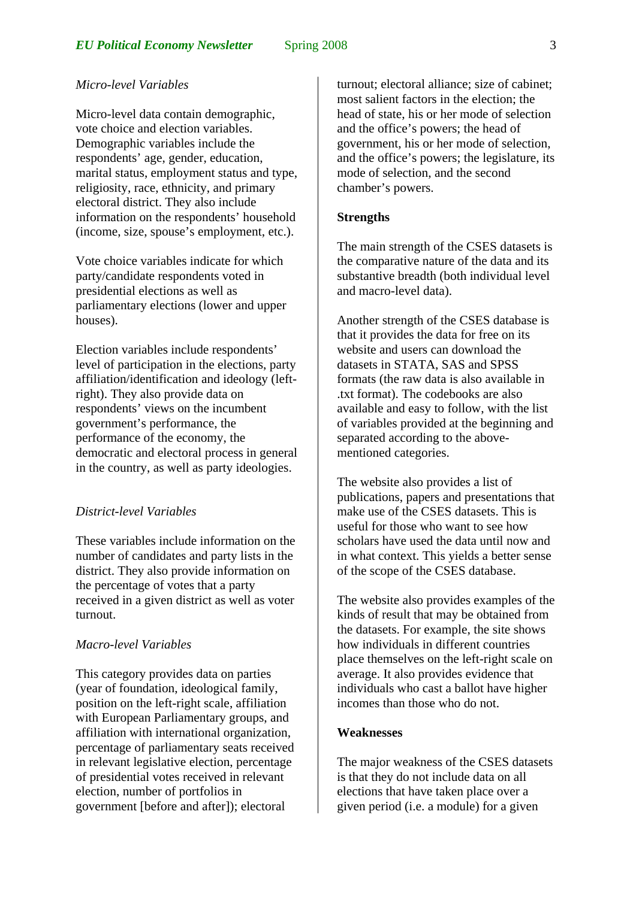*Micro-level Variables*

Micro-level data contain demographic, vote choice and election variables. Demographic variables include the respondents' age, gender, education, marital status, employment status and type, religiosity, race, ethnicity, and primary electoral district. They also include information on the respondents' household (income, size, spouse's employment, etc.).

Vote choice variables indicate for which party/candidate respondents voted in presidential elections as well as parliamentary elections (lower and upper houses).

Election variables include respondents' level of participation in the elections, party affiliation/identification and ideology (left-right). They also provide data on respondents' views on the incumbent government's performance, the performance of the economy, the democratic and electoral process in general in the country, as well as party ideologies.

*District-level Variables*

These variables include information on the number of candidates and party lists in the district. They also provide information on the percentage of votes that a party received in a given district as well as voter turnout.

*Macro-level Variables*

This category provides data on parties (year of foundation, ideological family, position on the left-right scale, affiliation with European Parliamentary groups, and affiliation with international organization, percentage of parliamentary seats received in relevant legislative election, percentage of presidential votes received in relevant election, number of portfolios in government [before and after]); electoral turnout; electoral alliance; size of cabinet; most salient factors in the election; the head of state, his or her mode of selection and the office's powers; the head of government, his or her mode of selection, and the office's powers; the legislature, its mode of selection, and the second chamber's powers.

**Strengths**

The main strength of the CSES datasets is the comparative nature of the data and its substantive breadth (both individual level and macro-level data).

Another strength of the CSES database is that it provides the data for free on its website and users can download the datasets in STATA, SAS and SPSS formats (the raw data is also available in .txt format). The codebooks are also available and easy to follow, with the list of variables provided at the beginning and separated according to the above-mentioned categories.

The website also provides a list of publications, papers and presentations that make use of the CSES datasets. This is useful for those who want to see how scholars have used the data until now and in what context. This yields a better sense of the scope of the CSES database.

The website also provides examples of the kinds of result that may be obtained from the datasets. For example, the site shows how individuals in different countries place themselves on the left-right scale on average. It also provides evidence that individuals who cast a ballot have higher incomes than those who do not.

**Weaknesses**

The major weakness of the CSES datasets is that they do not include data on all elections that have taken place over a given period (i.e. a module) for a given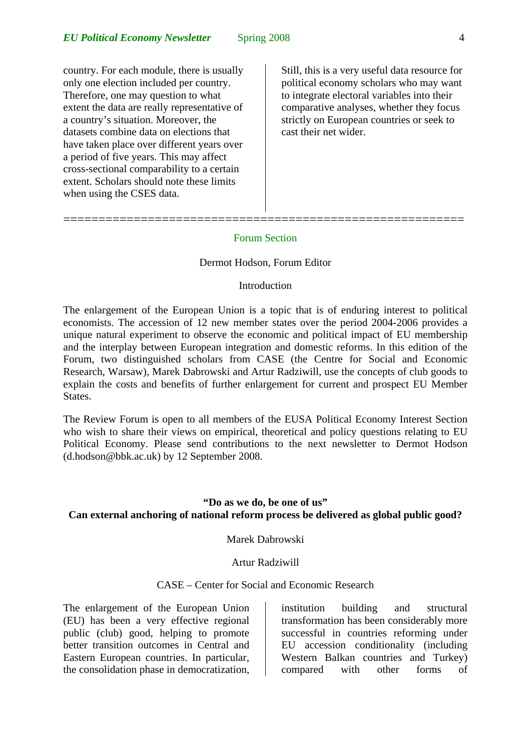country. For each module, there is usually only one election included per country. Therefore, one may question to what extent the data are really representative of a country's situation. Moreover, the datasets combine data on elections that have taken place over different years over a period of five years. This may affect cross-sectional comparability to a certain extent. Scholars should note these limits when using the CSES data.

Still, this is a very useful data resource for political economy scholars who may want to integrate electoral variables into their comparative analyses, whether they focus strictly on European countries or seek to cast their net wider.

========================================================

## Forum Section

Dermot Hodson, Forum Editor

### Introduction

The enlargement of the European Union is a topic that is of enduring interest to political economists. The accession of 12 new member states over the period 2004-2006 provides a unique natural experiment to observe the economic and political impact of EU membership and the interplay between European integration and domestic reforms. In this edition of the Forum, two distinguished scholars from CASE (the Centre for Social and Economic Research, Warsaw), Marek Dabrowski and Artur Radziwill, use the concepts of club goods to explain the costs and benefits of further enlargement for current and prospect EU Member States.

The Review Forum is open to all members of the EUSA Political Economy Interest Section who wish to share their views on empirical, theoretical and policy questions relating to EU Political Economy. Please send contributions to the next newsletter to Dermot Hodson (d.hodson@bbk.ac.uk) by 12 September 2008.

### "Do as we do, be one of us"
### Can external anchoring of national reform process be delivered as global public good?

Marek Dabrowski

Artur Radziwill

CASE – Center for Social and Economic Research

The enlargement of the European Union (EU) has been a very effective regional public (club) good, helping to promote better transition outcomes in Central and Eastern European countries. In particular, the consolidation phase in democratization, institution building and structural transformation has been considerably more successful in countries reforming under EU accession conditionality (including Western Balkan countries and Turkey) compared with other forms of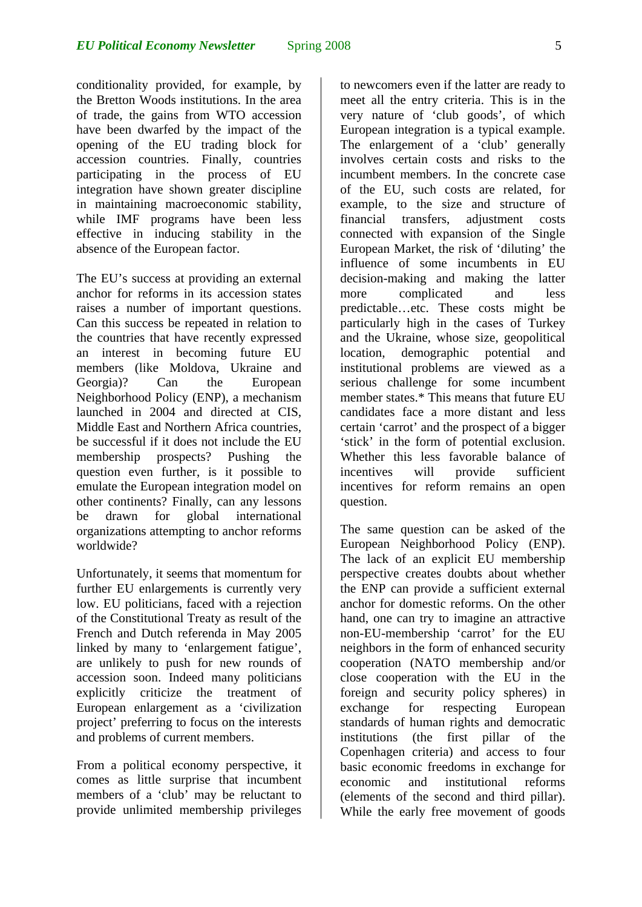conditionality provided, for example, by the Bretton Woods institutions. In the area of trade, the gains from WTO accession have been dwarfed by the impact of the opening of the EU trading block for accession countries. Finally, countries participating in the process of EU integration have shown greater discipline in maintaining macroeconomic stability, while IMF programs have been less effective in inducing stability in the absence of the European factor.

The EU's success at providing an external anchor for reforms in its accession states raises a number of important questions. Can this success be repeated in relation to the countries that have recently expressed an interest in becoming future EU members (like Moldova, Ukraine and Georgia)? Can the European Neighborhood Policy (ENP), a mechanism launched in 2004 and directed at CIS, Middle East and Northern Africa countries, be successful if it does not include the EU membership prospects? Pushing the question even further, is it possible to emulate the European integration model on other continents? Finally, can any lessons be drawn for global international organizations attempting to anchor reforms worldwide?

Unfortunately, it seems that momentum for further EU enlargements is currently very low. EU politicians, faced with a rejection of the Constitutional Treaty as result of the French and Dutch referenda in May 2005 linked by many to 'enlargement fatigue', are unlikely to push for new rounds of accession soon. Indeed many politicians explicitly criticize the treatment of European enlargement as a 'civilization project' preferring to focus on the interests and problems of current members.

From a political economy perspective, it comes as little surprise that incumbent members of a 'club' may be reluctant to provide unlimited membership privileges to newcomers even if the latter are ready to meet all the entry criteria. This is in the very nature of 'club goods', of which European integration is a typical example. The enlargement of a 'club' generally involves certain costs and risks to the incumbent members. In the concrete case of the EU, such costs are related, for example, to the size and structure of financial transfers, adjustment costs connected with expansion of the Single European Market, the risk of 'diluting' the influence of some incumbents in EU decision-making and making the latter more complicated and less predictable…etc. These costs might be particularly high in the cases of Turkey and the Ukraine, whose size, geopolitical location, demographic potential and institutional problems are viewed as a serious challenge for some incumbent member states.* This means that future EU candidates face a more distant and less certain 'carrot' and the prospect of a bigger 'stick' in the form of potential exclusion. Whether this less favorable balance of incentives will provide sufficient incentives for reform remains an open question.

The same question can be asked of the European Neighborhood Policy (ENP). The lack of an explicit EU membership perspective creates doubts about whether the ENP can provide a sufficient external anchor for domestic reforms. On the other hand, one can try to imagine an attractive non-EU-membership 'carrot' for the EU neighbors in the form of enhanced security cooperation (NATO membership and/or close cooperation with the EU in the foreign and security policy spheres) in exchange for respecting European standards of human rights and democratic institutions (the first pillar of the Copenhagen criteria) and access to four basic economic freedoms in exchange for economic and institutional reforms (elements of the second and third pillar). While the early free movement of goods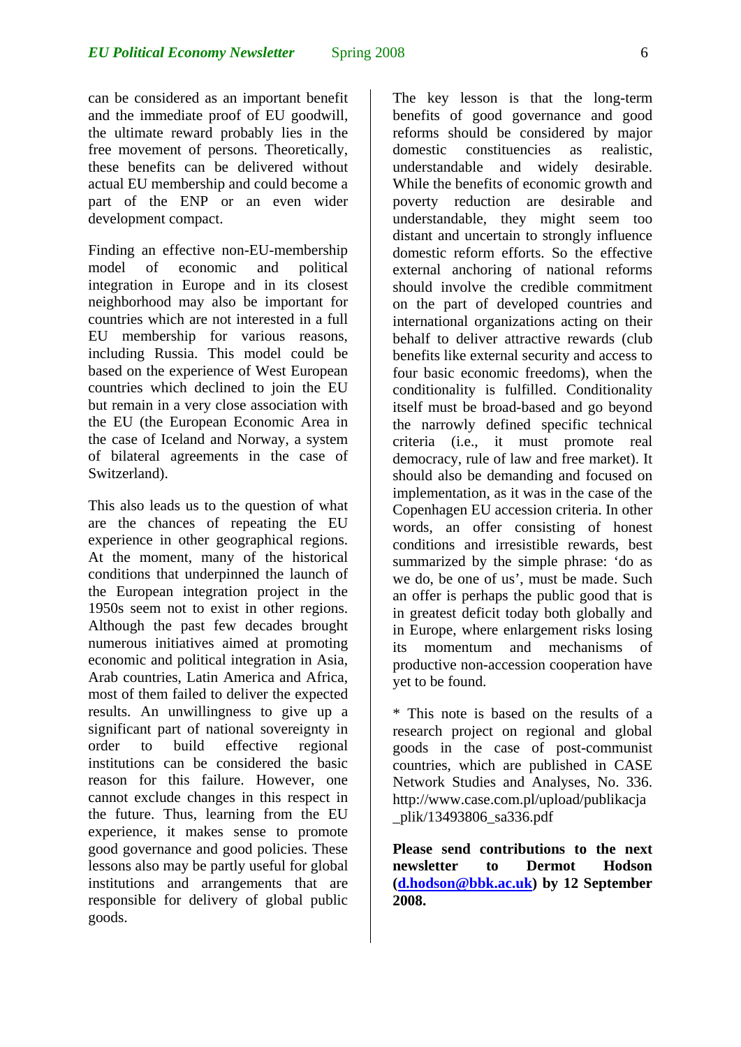can be considered as an important benefit and the immediate proof of EU goodwill, the ultimate reward probably lies in the free movement of persons. Theoretically, these benefits can be delivered without actual EU membership and could become a part of the ENP or an even wider development compact.

Finding an effective non-EU-membership model of economic and political integration in Europe and in its closest neighborhood may also be important for countries which are not interested in a full EU membership for various reasons, including Russia. This model could be based on the experience of West European countries which declined to join the EU but remain in a very close association with the EU (the European Economic Area in the case of Iceland and Norway, a system of bilateral agreements in the case of Switzerland).

This also leads us to the question of what are the chances of repeating the EU experience in other geographical regions. At the moment, many of the historical conditions that underpinned the launch of the European integration project in the 1950s seem not to exist in other regions. Although the past few decades brought numerous initiatives aimed at promoting economic and political integration in Asia, Arab countries, Latin America and Africa, most of them failed to deliver the expected results. An unwillingness to give up a significant part of national sovereignty in order to build effective regional institutions can be considered the basic reason for this failure. However, one cannot exclude changes in this respect in the future. Thus, learning from the EU experience, it makes sense to promote good governance and good policies. These lessons also may be partly useful for global institutions and arrangements that are responsible for delivery of global public goods.

The key lesson is that the long-term benefits of good governance and good reforms should be considered by major domestic constituencies as realistic, understandable and widely desirable. While the benefits of economic growth and poverty reduction are desirable and understandable, they might seem too distant and uncertain to strongly influence domestic reform efforts. So the effective external anchoring of national reforms should involve the credible commitment on the part of developed countries and international organizations acting on their behalf to deliver attractive rewards (club benefits like external security and access to four basic economic freedoms), when the conditionality is fulfilled. Conditionality itself must be broad-based and go beyond the narrowly defined specific technical criteria (i.e., it must promote real democracy, rule of law and free market). It should also be demanding and focused on implementation, as it was in the case of the Copenhagen EU accession criteria. In other words, an offer consisting of honest conditions and irresistible rewards, best summarized by the simple phrase: 'do as we do, be one of us', must be made. Such an offer is perhaps the public good that is in greatest deficit today both globally and in Europe, where enlargement risks losing its momentum and mechanisms of productive non-accession cooperation have yet to be found.

* This note is based on the results of a research project on regional and global goods in the case of post-communist countries, which are published in CASE Network Studies and Analyses, No. 336. http://www.case.com.pl/upload/publikacja_plik/13493806_sa336.pdf

**Please send contributions to the next newsletter to Dermot Hodson (d.hodson@bbk.ac.uk) by 12 September 2008.**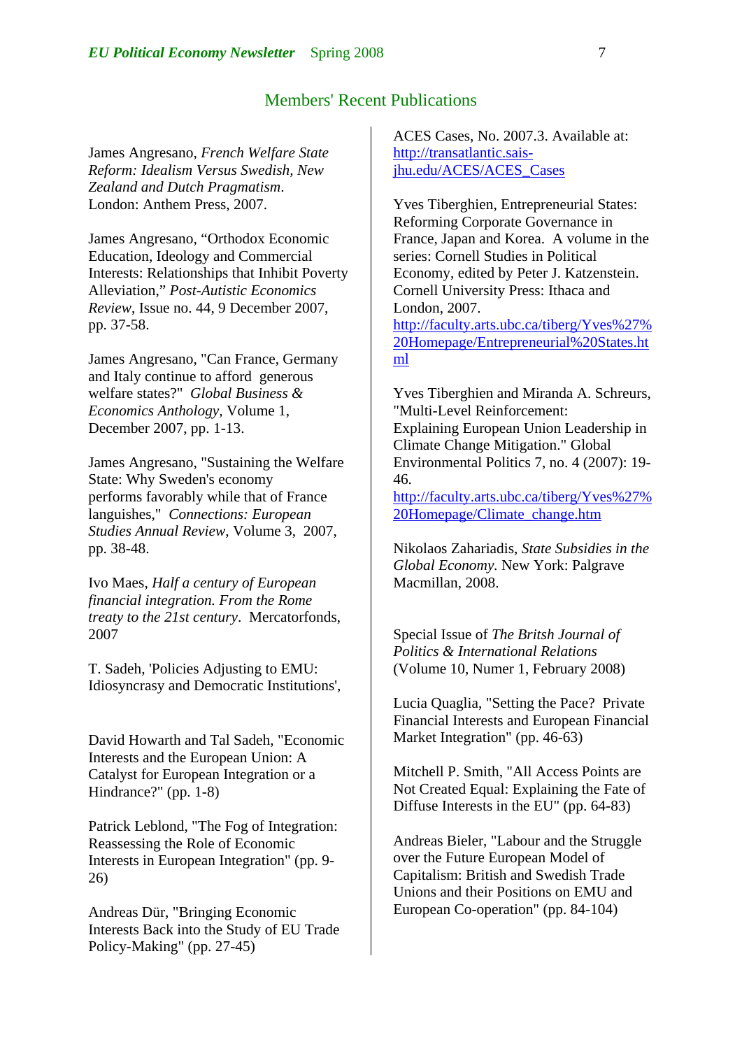## Members' Recent Publications

James Angresano, *French Welfare State Reform: Idealism Versus Swedish, New Zealand and Dutch Pragmatism*. London: Anthem Press, 2007.

James Angresano, "Orthodox Economic Education, Ideology and Commercial Interests: Relationships that Inhibit Poverty Alleviation," *Post-Autistic Economics Review*, Issue no. 44, 9 December 2007, pp. 37-58.

James Angresano, "Can France, Germany and Italy continue to afford generous welfare states?" *Global Business & Economics Anthology*, Volume 1, December 2007, pp. 1-13.

James Angresano, "Sustaining the Welfare State: Why Sweden's economy performs favorably while that of France languishes," *Connections: European Studies Annual Review*, Volume 3, 2007, pp. 38-48.

Ivo Maes, *Half a century of European financial integration. From the Rome treaty to the 21st century*. Mercatorfonds, 2007

T. Sadeh, 'Policies Adjusting to EMU: Idiosyncrasy and Democratic Institutions', ACES Cases, No. 2007.3. Available at: [http://transatlantic.sais-jhu.edu/ACES/ACES_Cases](http://transatlantic.sais-jhu.edu/ACES/ACES_Cases)

Yves Tiberghien, Entrepreneurial States: Reforming Corporate Governance in France, Japan and Korea. A volume in the series: Cornell Studies in Political Economy, edited by Peter J. Katzenstein. Cornell University Press: Ithaca and London, 2007. [http://faculty.arts.ubc.ca/tiberg/Yves%27%20Homepage/Entrepreneurial%20States.html](http://faculty.arts.ubc.ca/tiberg/Yves%27%20Homepage/Entrepreneurial%20States.html)

Yves Tiberghien and Miranda A. Schreurs, "Multi-Level Reinforcement: Explaining European Union Leadership in Climate Change Mitigation." Global Environmental Politics 7, no. 4 (2007): 19-46. [http://faculty.arts.ubc.ca/tiberg/Yves%27%20Homepage/Climate_change.htm](http://faculty.arts.ubc.ca/tiberg/Yves%27%20Homepage/Climate_change.htm)

Nikolaos Zahariadis, *State Subsidies in the Global Economy*. New York: Palgrave Macmillan, 2008.

Special Issue of *The Britsh Journal of Politics & International Relations* (Volume 10, Numer 1, February 2008)

David Howarth and Tal Sadeh, "Economic Interests and the European Union: A Catalyst for European Integration or a Hindrance?" (pp. 1-8)

Patrick Leblond, "The Fog of Integration: Reassessing the Role of Economic Interests in European Integration" (pp. 9-26)

Andreas Dür, "Bringing Economic Interests Back into the Study of EU Trade Policy-Making" (pp. 27-45)

Lucia Quaglia, "Setting the Pace? Private Financial Interests and European Financial Market Integration" (pp. 46-63)

Mitchell P. Smith, "All Access Points are Not Created Equal: Explaining the Fate of Diffuse Interests in the EU" (pp. 64-83)

Andreas Bieler, "Labour and the Struggle over the Future European Model of Capitalism: British and Swedish Trade Unions and their Positions on EMU and European Co-operation" (pp. 84-104)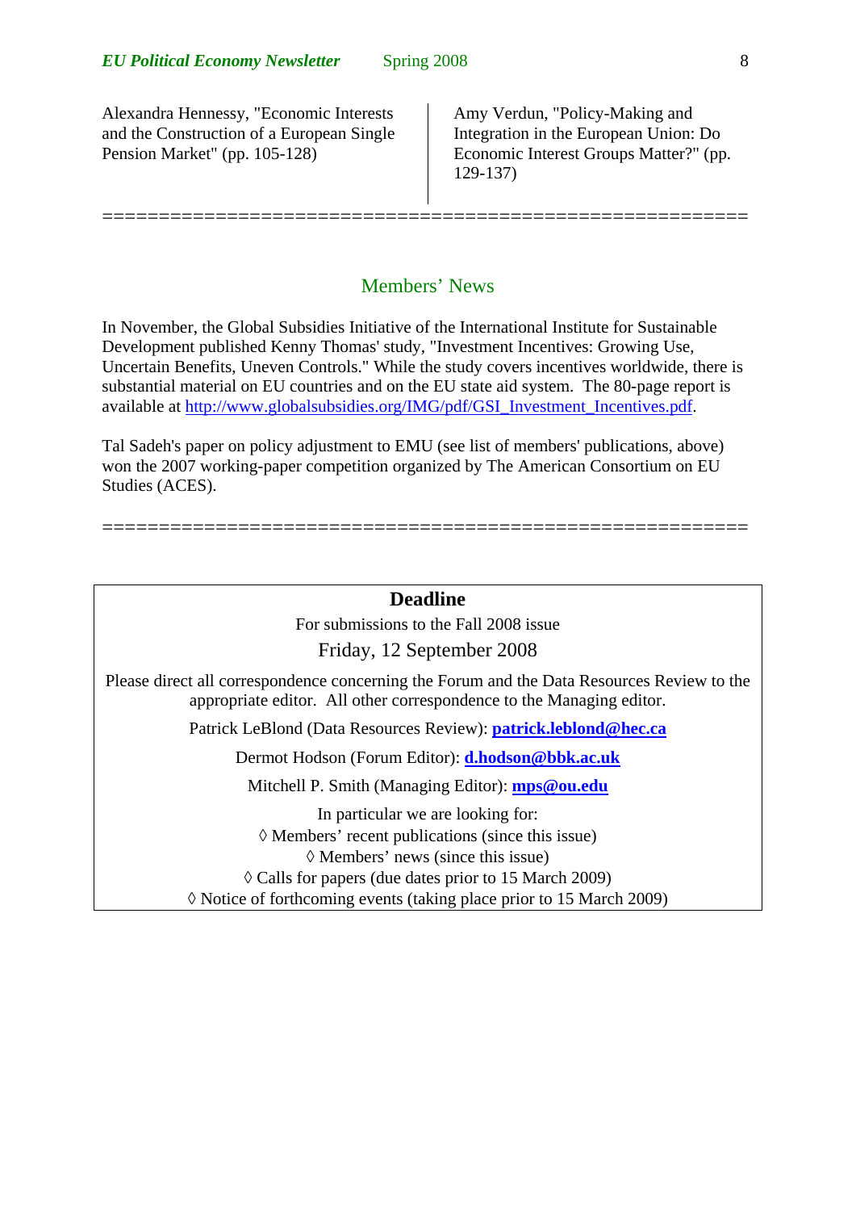Alexandra Hennessy, "Economic Interests and the Construction of a European Single Pension Market" (pp. 105-128)

Amy Verdun, "Policy-Making and Integration in the European Union: Do Economic Interest Groups Matter?" (pp. 129-137)

==========================================================

## Members' News

In November, the Global Subsidies Initiative of the International Institute for Sustainable Development published Kenny Thomas' study, "Investment Incentives: Growing Use, Uncertain Benefits, Uneven Controls." While the study covers incentives worldwide, there is substantial material on EU countries and on the EU state aid system. The 80-page report is available at http://www.globalsubsidies.org/IMG/pdf/GSI_Investment_Incentives.pdf.

Tal Sadeh's paper on policy adjustment to EMU (see list of members' publications, above) won the 2007 working-paper competition organized by The American Consortium on EU Studies (ACES).

==========================================================

**Deadline**

For submissions to the Fall 2008 issue

Friday, 12 September 2008

Please direct all correspondence concerning the Forum and the Data Resources Review to the appropriate editor. All other correspondence to the Managing editor.

Patrick LeBlond (Data Resources Review): **patrick.leblond@hec.ca**

Dermot Hodson (Forum Editor): **d.hodson@bbk.ac.uk**

Mitchell P. Smith (Managing Editor): **mps@ou.edu**

In particular we are looking for:

◊ Members' recent publications (since this issue)
◊ Members' news (since this issue)
◊ Calls for papers (due dates prior to 15 March 2009)
◊ Notice of forthcoming events (taking place prior to 15 March 2009)